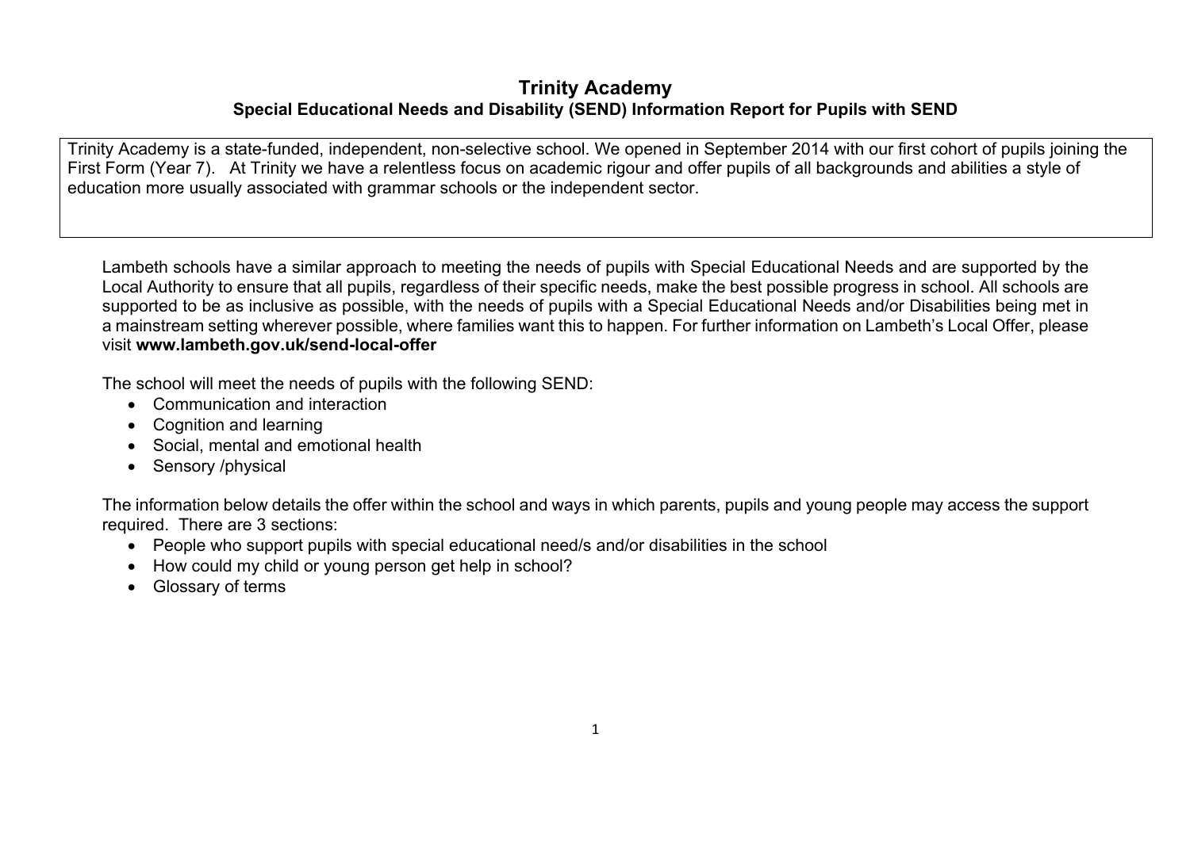# Trinity Academy

## Special Educational Needs and Disability (SEND) Information Report for Pupils with SEND

Trinity Academy is a state-funded, independent, non-selective school. We opened in September 2014 with our first cohort of pupils joining the First Form (Year 7). At Trinity we have a relentless focus on academic rigour and offer pupils of all backgrounds and abilities a style of education more usually associated with grammar schools or the independent sector.

Lambeth schools have a similar approach to meeting the needs of pupils with Special Educational Needs and are supported by the Local Authority to ensure that all pupils, regardless of their specific needs, make the best possible progress in school. All schools are supported to be as inclusive as possible, with the needs of pupils with a Special Educational Needs and/or Disabilities being met in a mainstream setting wherever possible, where families want this to happen. For further information on Lambeth's Local Offer, please visit **www.lambeth.gov.uk/send-local-offer**

The school will meet the needs of pupils with the following SEND:

- Communication and interaction
- Cognition and learning
- Social, mental and emotional health
- Sensory /physical

The information below details the offer within the school and ways in which parents, pupils and young people may access the support required. There are 3 sections:

- People who support pupils with special educational need/s and/or disabilities in the school
- How could my child or young person get help in school?
- Glossary of terms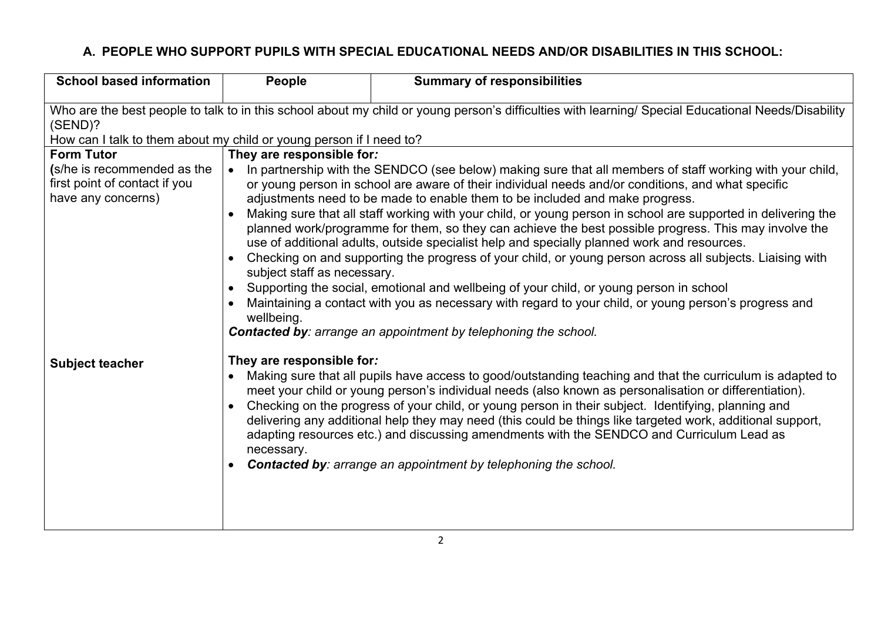## A. PEOPLE WHO SUPPORT PUPILS WITH SPECIAL EDUCATIONAL NEEDS AND/OR DISABILITIES IN THIS SCHOOL:

| School based information | People | Summary of responsibilities |
|---|---|---|
| Who are the best people to talk to in this school about my child or young person's difficulties with learning/ Special Educational Needs/Disability (SEND)?<br>How can I talk to them about my child or young person if I need to? | | |
| **Form Tutor**<br>**(**s/he is recommended as the first point of contact if you have any concerns) | **They are responsible for*:***<br>• In partnership with the SENDCO (see below) making sure that all members of staff working with your child, or young person in school are aware of their individual needs and/or conditions, and what specific adjustments need to be made to enable them to be included and make progress.<br>• Making sure that all staff working with your child, or young person in school are supported in delivering the planned work/programme for them, so they can achieve the best possible progress. This may involve the use of additional adults, outside specialist help and specially planned work and resources.<br>• Checking on and supporting the progress of your child, or young person across all subjects. Liaising with subject staff as necessary.<br>• Supporting the social, emotional and wellbeing of your child, or young person in school<br>• Maintaining a contact with you as necessary with regard to your child, or young person's progress and wellbeing.<br>***Contacted by****: arrange an appointment by telephoning the school.* | |
| **Subject teacher** | **They are responsible for*:***<br>• Making sure that all pupils have access to good/outstanding teaching and that the curriculum is adapted to meet your child or young person's individual needs (also known as personalisation or differentiation).<br>• Checking on the progress of your child, or young person in their subject. Identifying, planning and delivering any additional help they may need (this could be things like targeted work, additional support, adapting resources etc.) and discussing amendments with the SENDCO and Curriculum Lead as necessary.<br>• ***Contacted by****: arrange an appointment by telephoning the school.* | |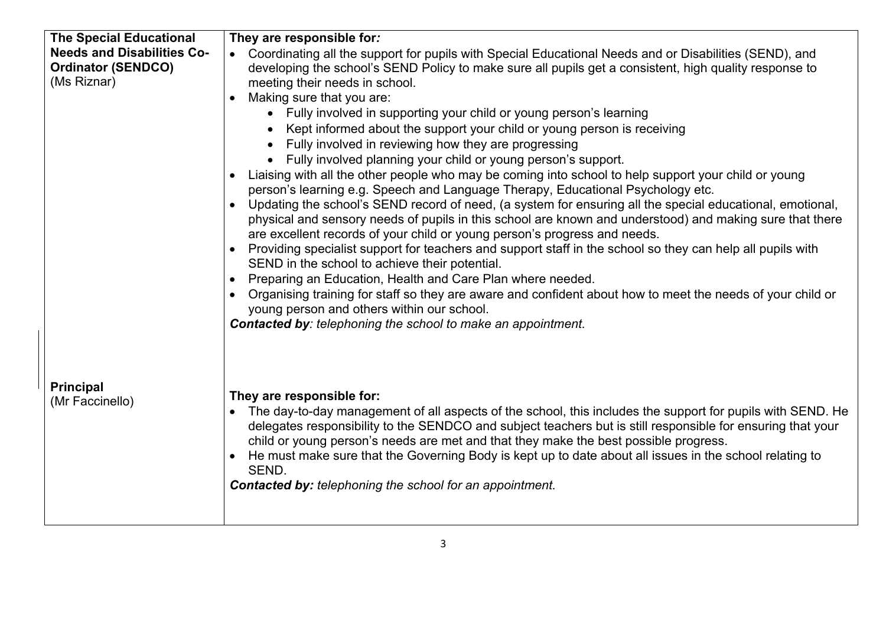| | |
|---|---|
| **The Special Educational Needs and Disabilities Co-Ordinator (SENDCO)** (Ms Riznar) | **They are responsible for*:*** <br>• Coordinating all the support for pupils with Special Educational Needs and or Disabilities (SEND), and developing the school's SEND Policy to make sure all pupils get a consistent, high quality response to meeting their needs in school. <br>• Making sure that you are: <br>&nbsp;&nbsp;&nbsp;&nbsp;• Fully involved in supporting your child or young person's learning <br>&nbsp;&nbsp;&nbsp;&nbsp;• Kept informed about the support your child or young person is receiving <br>&nbsp;&nbsp;&nbsp;&nbsp;• Fully involved in reviewing how they are progressing <br>&nbsp;&nbsp;&nbsp;&nbsp;• Fully involved planning your child or young person's support. <br>• Liaising with all the other people who may be coming into school to help support your child or young person's learning e.g. Speech and Language Therapy, Educational Psychology etc. <br>• Updating the school's SEND record of need, (a system for ensuring all the special educational, emotional, physical and sensory needs of pupils in this school are known and understood) and making sure that there are excellent records of your child or young person's progress and needs. <br>• Providing specialist support for teachers and support staff in the school so they can help all pupils with SEND in the school to achieve their potential. <br>• Preparing an Education, Health and Care Plan where needed. <br>• Organising training for staff so they are aware and confident about how to meet the needs of your child or young person and others within our school. <br>***Contacted by**: telephoning the school to make an appointment.* |
| **Principal** (Mr Faccinello) | **They are responsible for:** <br>• The day-to-day management of all aspects of the school, this includes the support for pupils with SEND. He delegates responsibility to the SENDCO and subject teachers but is still responsible for ensuring that your child or young person's needs are met and that they make the best possible progress. <br>• He must make sure that the Governing Body is kept up to date about all issues in the school relating to SEND. <br>***Contacted by:** telephoning the school for an appointment.* |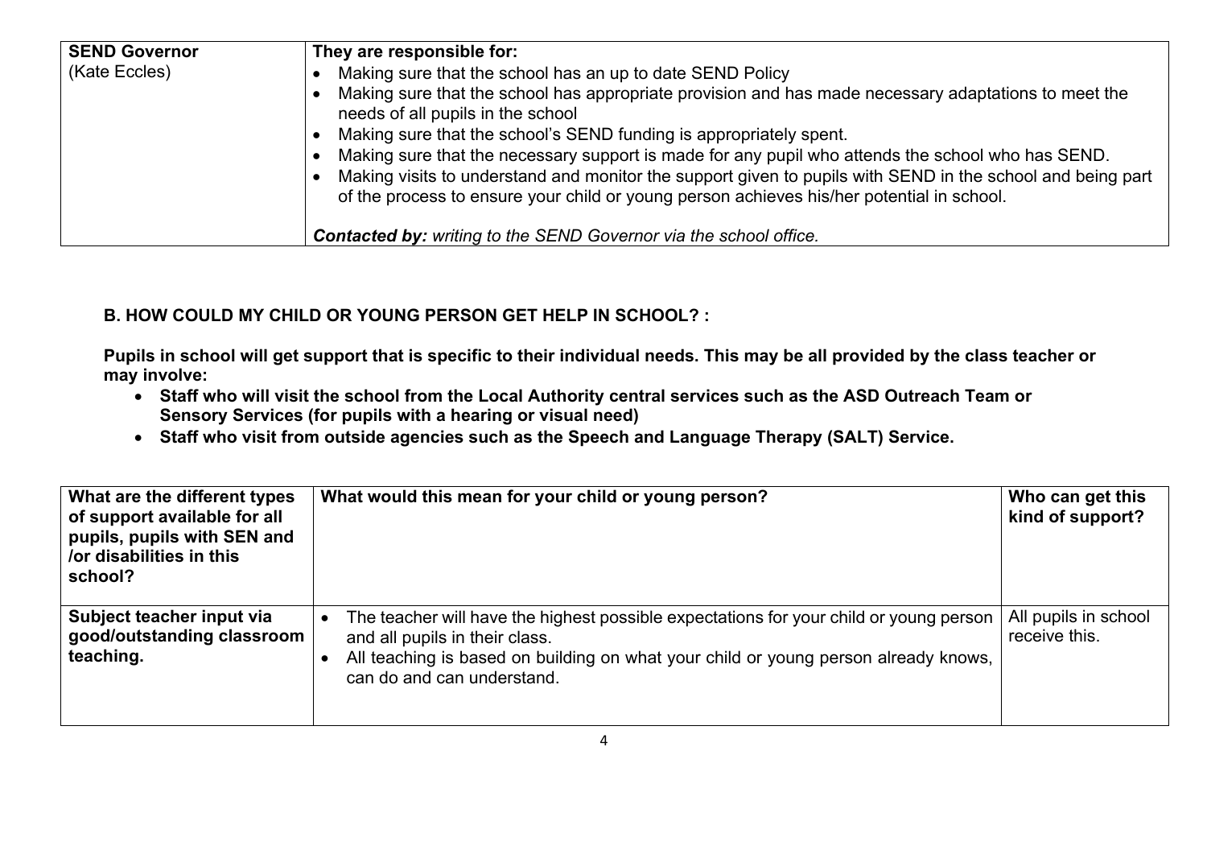| **SEND Governor** (Kate Eccles) | **They are responsible for:**<br>• Making sure that the school has an up to date SEND Policy<br>• Making sure that the school has appropriate provision and has made necessary adaptations to meet the needs of all pupils in the school<br>• Making sure that the school's SEND funding is appropriately spent.<br>• Making sure that the necessary support is made for any pupil who attends the school who has SEND.<br>• Making visits to understand and monitor the support given to pupils with SEND in the school and being part of the process to ensure your child or young person achieves his/her potential in school.<br><br>***Contacted by:*** *writing to the SEND Governor via the school office.* |
|---|---|

## B. HOW COULD MY CHILD OR YOUNG PERSON GET HELP IN SCHOOL? :

**Pupils in school will get support that is specific to their individual needs. This may be all provided by the class teacher or may involve:**

- **Staff who will visit the school from the Local Authority central services such as the ASD Outreach Team or Sensory Services (for pupils with a hearing or visual need)**
- **Staff who visit from outside agencies such as the Speech and Language Therapy (SALT) Service.**

| What are the different types of support available for all pupils, pupils with SEN and /or disabilities in this school? | What would this mean for your child or young person? | Who can get this kind of support? |
|---|---|---|
| **Subject teacher input via good/outstanding classroom teaching.** | • The teacher will have the highest possible expectations for your child or young person and all pupils in their class.<br>• All teaching is based on building on what your child or young person already knows, can do and can understand. | All pupils in school receive this. |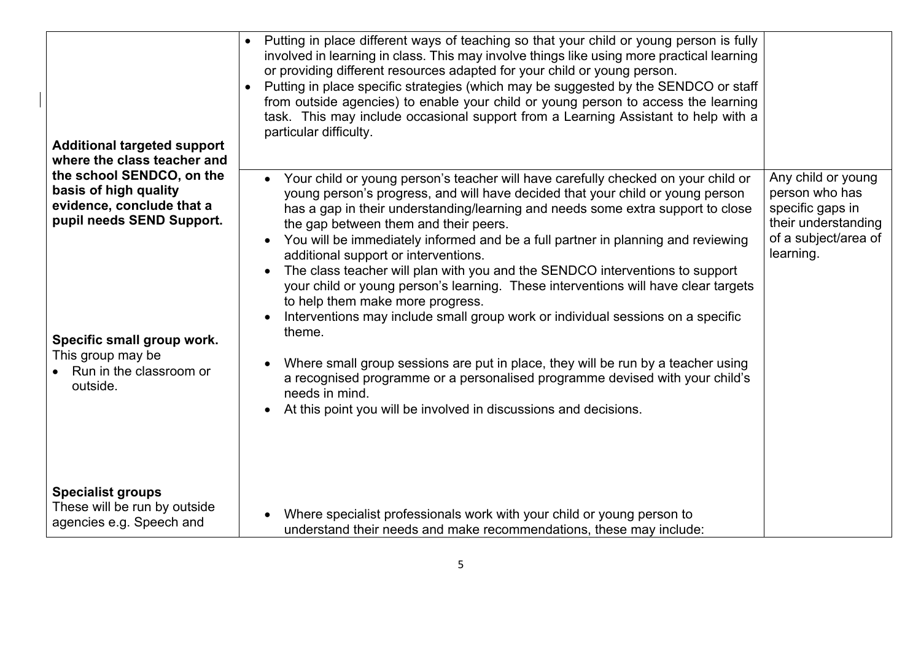| | | |
|---|---|---|
| **Additional targeted support where the class teacher and the school SENDCO, on the basis of high quality evidence, conclude that a pupil needs SEND Support.** | • Putting in place different ways of teaching so that your child or young person is fully involved in learning in class. This may involve things like using more practical learning or providing different resources adapted for your child or young person.<br>• Putting in place specific strategies (which may be suggested by the SENDCO or staff from outside agencies) to enable your child or young person to access the learning task. This may include occasional support from a Learning Assistant to help with a particular difficulty. | |
| **Specific small group work.**<br>This group may be<br>• Run in the classroom or outside. | • Your child or young person's teacher will have carefully checked on your child or young person's progress, and will have decided that your child or young person has a gap in their understanding/learning and needs some extra support to close the gap between them and their peers.<br>• You will be immediately informed and be a full partner in planning and reviewing additional support or interventions.<br>• The class teacher will plan with you and the SENDCO interventions to support your child or young person's learning. These interventions will have clear targets to help them make more progress.<br>• Interventions may include small group work or individual sessions on a specific theme.<br>• Where small group sessions are put in place, they will be run by a teacher using a recognised programme or a personalised programme devised with your child's needs in mind.<br>• At this point you will be involved in discussions and decisions. | Any child or young person who has specific gaps in their understanding of a subject/area of learning. |
| **Specialist groups**<br>These will be run by outside agencies e.g. Speech and | • Where specialist professionals work with your child or young person to understand their needs and make recommendations, these may include: | |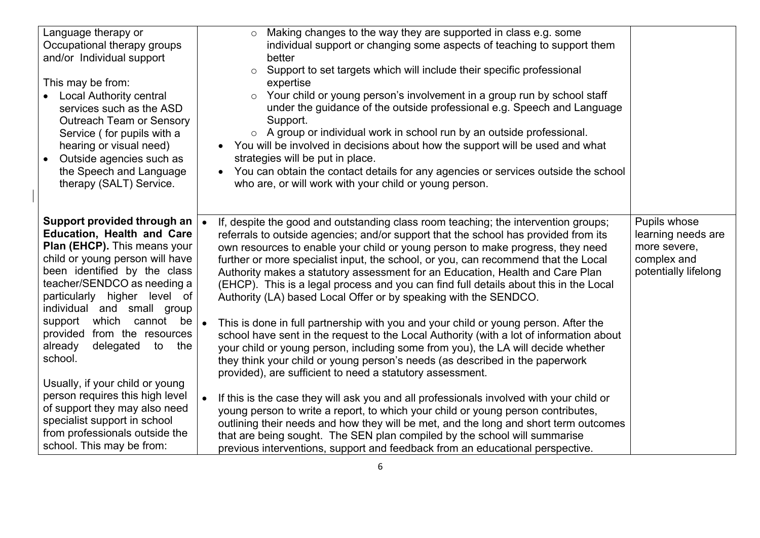| | | |
|---|---|---|
| Language therapy or Occupational therapy groups and/or Individual support<br><br>This may be from:<br>• Local Authority central services such as the ASD Outreach Team or Sensory Service ( for pupils with a hearing or visual need)<br>• Outside agencies such as the Speech and Language therapy (SALT) Service. | ○ Making changes to the way they are supported in class e.g. some individual support or changing some aspects of teaching to support them better<br>○ Support to set targets which will include their specific professional expertise<br>○ Your child or young person's involvement in a group run by school staff under the guidance of the outside professional e.g. Speech and Language Support.<br>○ A group or individual work in school run by an outside professional.<br>• You will be involved in decisions about how the support will be used and what strategies will be put in place.<br>• You can obtain the contact details for any agencies or services outside the school who are, or will work with your child or young person. | |
| **Support provided through an Education, Health and Care Plan (EHCP).** This means your child or young person will have been identified by the class teacher/SENDCO as needing a particularly higher level of individual and small group support which cannot be provided from the resources already delegated to the school.<br><br>Usually, if your child or young person requires this high level of support they may also need specialist support in school from professionals outside the school. This may be from: | • If, despite the good and outstanding class room teaching; the intervention groups; referrals to outside agencies; and/or support that the school has provided from its own resources to enable your child or young person to make progress, they need further or more specialist input, the school, or you, can recommend that the Local Authority makes a statutory assessment for an Education, Health and Care Plan (EHCP). This is a legal process and you can find full details about this in the Local Authority (LA) based Local Offer or by speaking with the SENDCO.<br><br>• This is done in full partnership with you and your child or young person. After the school have sent in the request to the Local Authority (with a lot of information about your child or young person, including some from you), the LA will decide whether they think your child or young person's needs (as described in the paperwork provided), are sufficient to need a statutory assessment.<br><br>• If this is the case they will ask you and all professionals involved with your child or young person to write a report, to which your child or young person contributes, outlining their needs and how they will be met, and the long and short term outcomes that are being sought. The SEN plan compiled by the school will summarise previous interventions, support and feedback from an educational perspective. | Pupils whose learning needs are more severe, complex and potentially lifelong |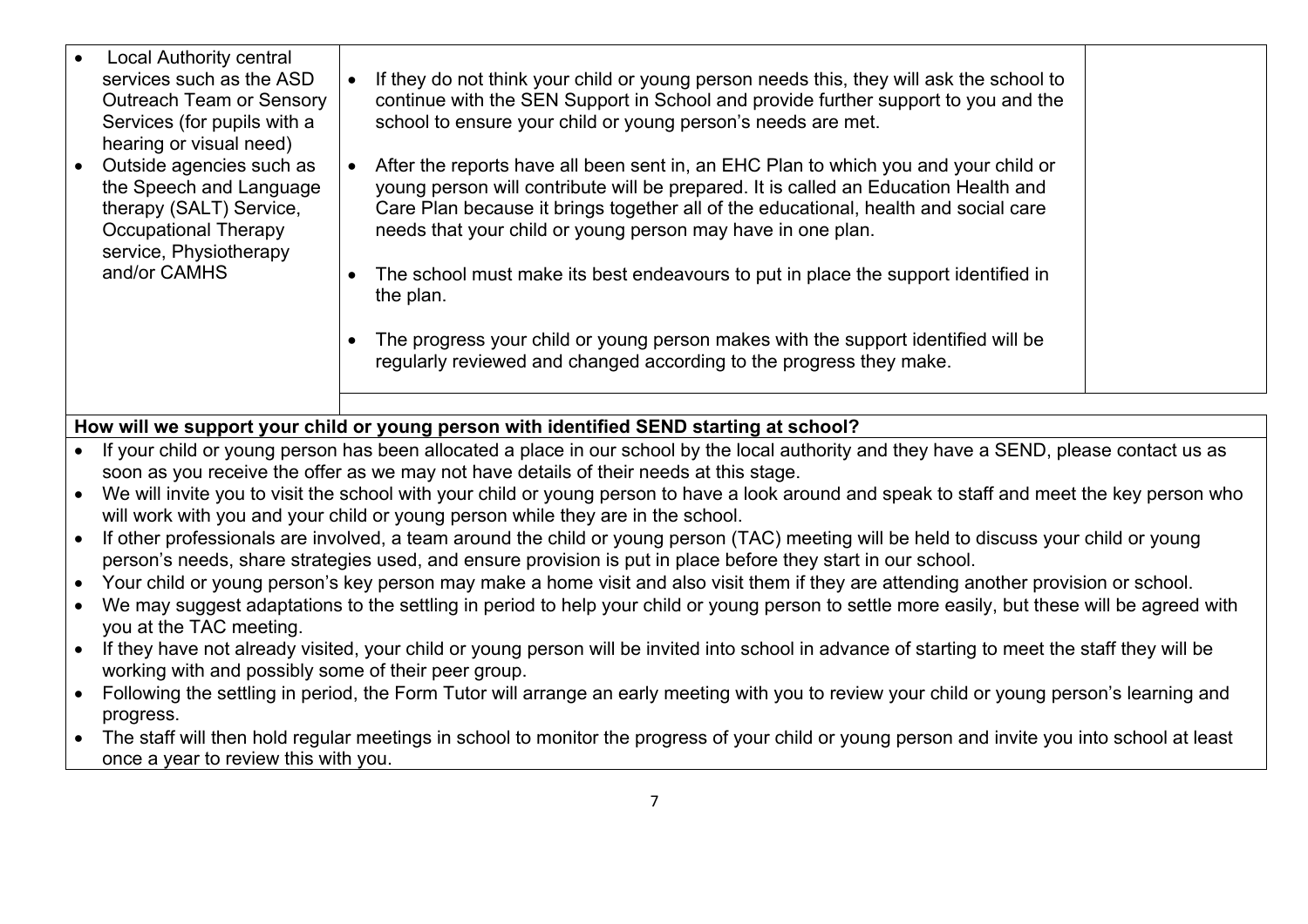| | | |
|---|---|---|
| <ul><li>Local Authority central services such as the ASD Outreach Team or Sensory Services (for pupils with a hearing or visual need)</li><li>Outside agencies such as the Speech and Language therapy (SALT) Service, Occupational Therapy service, Physiotherapy and/or CAMHS</li></ul> | <ul><li>If they do not think your child or young person needs this, they will ask the school to continue with the SEN Support in School and provide further support to you and the school to ensure your child or young person's needs are met.</li><li>After the reports have all been sent in, an EHC Plan to which you and your child or young person will contribute will be prepared. It is called an Education Health and Care Plan because it brings together all of the educational, health and social care needs that your child or young person may have in one plan.</li><li>The school must make its best endeavours to put in place the support identified in the plan.</li><li>The progress your child or young person makes with the support identified will be regularly reviewed and changed according to the progress they make.</li></ul> | |

**How will we support your child or young person with identified SEND starting at school?**

- If your child or young person has been allocated a place in our school by the local authority and they have a SEND, please contact us as soon as you receive the offer as we may not have details of their needs at this stage.
- We will invite you to visit the school with your child or young person to have a look around and speak to staff and meet the key person who will work with you and your child or young person while they are in the school.
- If other professionals are involved, a team around the child or young person (TAC) meeting will be held to discuss your child or young person's needs, share strategies used, and ensure provision is put in place before they start in our school.
- Your child or young person's key person may make a home visit and also visit them if they are attending another provision or school.
- We may suggest adaptations to the settling in period to help your child or young person to settle more easily, but these will be agreed with you at the TAC meeting.
- If they have not already visited, your child or young person will be invited into school in advance of starting to meet the staff they will be working with and possibly some of their peer group.
- Following the settling in period, the Form Tutor will arrange an early meeting with you to review your child or young person's learning and progress.
- The staff will then hold regular meetings in school to monitor the progress of your child or young person and invite you into school at least once a year to review this with you.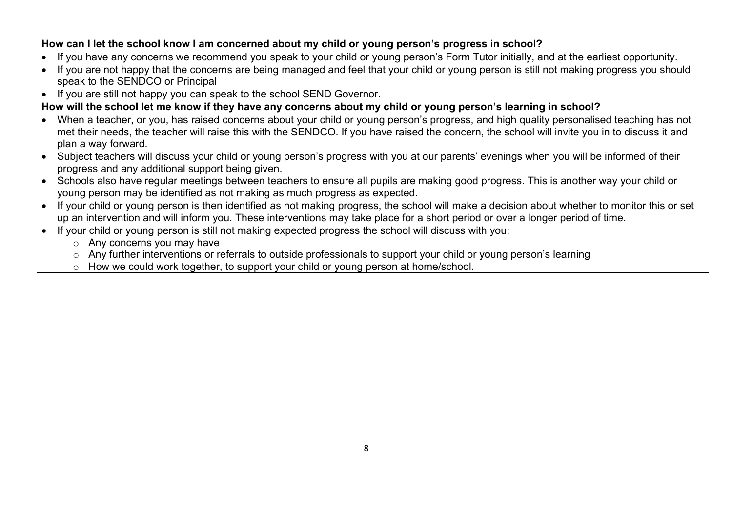**How can I let the school know I am concerned about my child or young person's progress in school?**

- If you have any concerns we recommend you speak to your child or young person's Form Tutor initially, and at the earliest opportunity.
- If you are not happy that the concerns are being managed and feel that your child or young person is still not making progress you should speak to the SENDCO or Principal
- If you are still not happy you can speak to the school SEND Governor.

**How will the school let me know if they have any concerns about my child or young person's learning in school?**

- When a teacher, or you, has raised concerns about your child or young person's progress, and high quality personalised teaching has not met their needs, the teacher will raise this with the SENDCO. If you have raised the concern, the school will invite you in to discuss it and plan a way forward.
- Subject teachers will discuss your child or young person's progress with you at our parents' evenings when you will be informed of their progress and any additional support being given.
- Schools also have regular meetings between teachers to ensure all pupils are making good progress. This is another way your child or young person may be identified as not making as much progress as expected.
- If your child or young person is then identified as not making progress, the school will make a decision about whether to monitor this or set up an intervention and will inform you. These interventions may take place for a short period or over a longer period of time.
- If your child or young person is still not making expected progress the school will discuss with you:
  - Any concerns you may have
  - Any further interventions or referrals to outside professionals to support your child or young person's learning
  - How we could work together, to support your child or young person at home/school.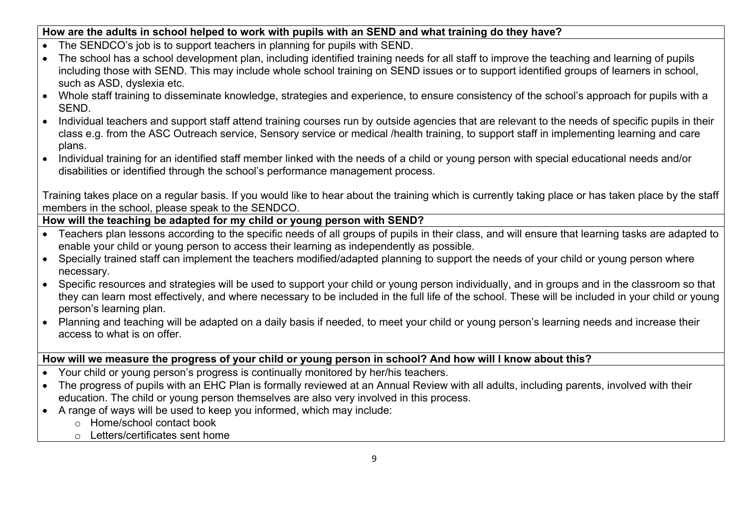**How are the adults in school helped to work with pupils with an SEND and what training do they have?**

- The SENDCO's job is to support teachers in planning for pupils with SEND.
- The school has a school development plan, including identified training needs for all staff to improve the teaching and learning of pupils including those with SEND. This may include whole school training on SEND issues or to support identified groups of learners in school, such as ASD, dyslexia etc.
- Whole staff training to disseminate knowledge, strategies and experience, to ensure consistency of the school's approach for pupils with a SEND.
- Individual teachers and support staff attend training courses run by outside agencies that are relevant to the needs of specific pupils in their class e.g. from the ASC Outreach service, Sensory service or medical /health training, to support staff in implementing learning and care plans.
- Individual training for an identified staff member linked with the needs of a child or young person with special educational needs and/or disabilities or identified through the school's performance management process.

Training takes place on a regular basis. If you would like to hear about the training which is currently taking place or has taken place by the staff members in the school, please speak to the SENDCO.

**How will the teaching be adapted for my child or young person with SEND?**

- Teachers plan lessons according to the specific needs of all groups of pupils in their class, and will ensure that learning tasks are adapted to enable your child or young person to access their learning as independently as possible.
- Specially trained staff can implement the teachers modified/adapted planning to support the needs of your child or young person where necessary.
- Specific resources and strategies will be used to support your child or young person individually, and in groups and in the classroom so that they can learn most effectively, and where necessary to be included in the full life of the school. These will be included in your child or young person's learning plan.
- Planning and teaching will be adapted on a daily basis if needed, to meet your child or young person's learning needs and increase their access to what is on offer.

**How will we measure the progress of your child or young person in school? And how will I know about this?**

- Your child or young person's progress is continually monitored by her/his teachers.
- The progress of pupils with an EHC Plan is formally reviewed at an Annual Review with all adults, including parents, involved with their education. The child or young person themselves are also very involved in this process.
- A range of ways will be used to keep you informed, which may include:
    - Home/school contact book
    - Letters/certificates sent home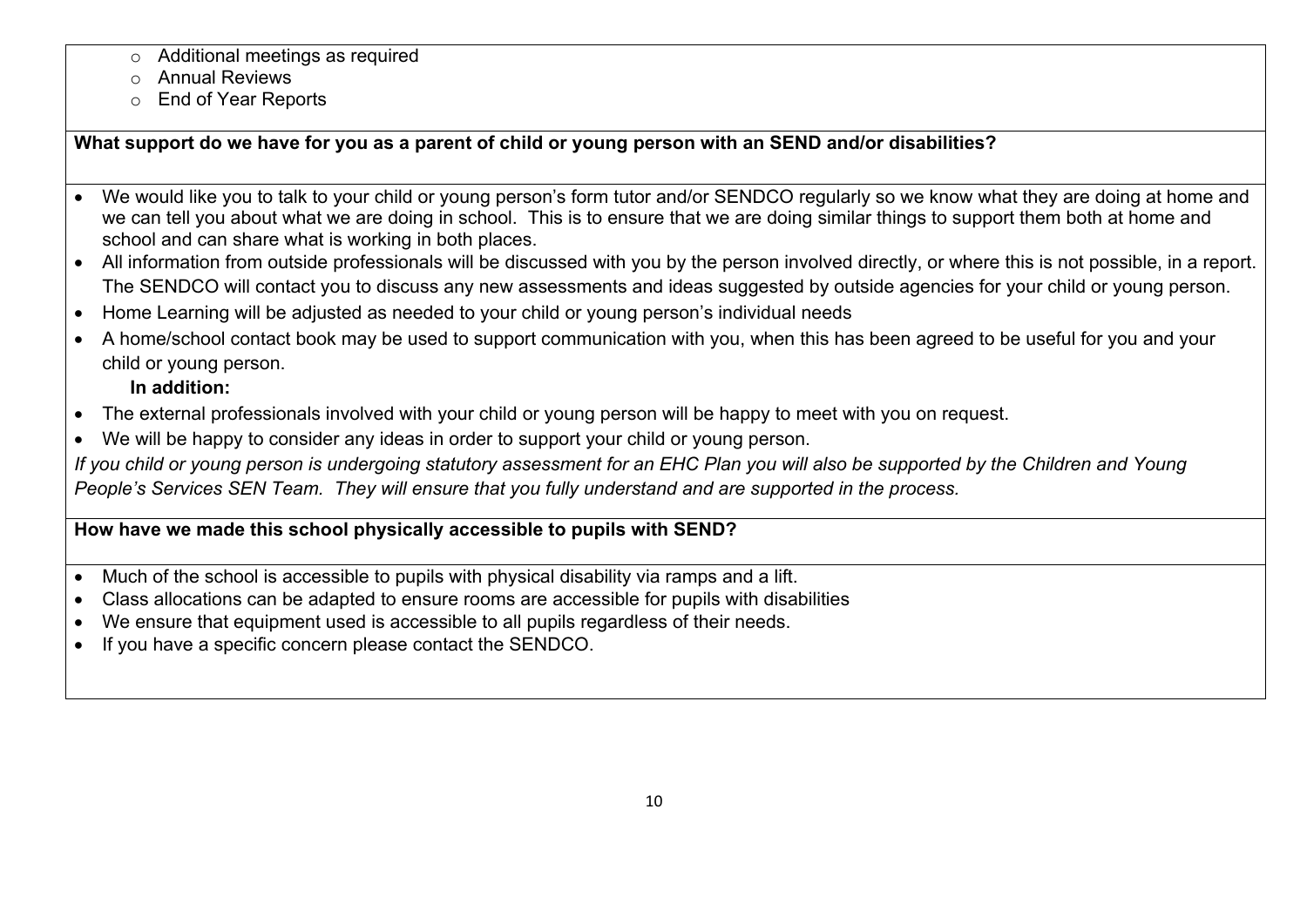- Additional meetings as required
- Annual Reviews
- End of Year Reports

**What support do we have for you as a parent of child or young person with an SEND and/or disabilities?**

- We would like you to talk to your child or young person's form tutor and/or SENDCO regularly so we know what they are doing at home and we can tell you about what we are doing in school. This is to ensure that we are doing similar things to support them both at home and school and can share what is working in both places.
- All information from outside professionals will be discussed with you by the person involved directly, or where this is not possible, in a report. The SENDCO will contact you to discuss any new assessments and ideas suggested by outside agencies for your child or young person.
- Home Learning will be adjusted as needed to your child or young person's individual needs
- A home/school contact book may be used to support communication with you, when this has been agreed to be useful for you and your child or young person.

**In addition:**

- The external professionals involved with your child or young person will be happy to meet with you on request.
- We will be happy to consider any ideas in order to support your child or young person.

*If you child or young person is undergoing statutory assessment for an EHC Plan you will also be supported by the Children and Young People's Services SEN Team. They will ensure that you fully understand and are supported in the process.*

**How have we made this school physically accessible to pupils with SEND?**

- Much of the school is accessible to pupils with physical disability via ramps and a lift.
- Class allocations can be adapted to ensure rooms are accessible for pupils with disabilities
- We ensure that equipment used is accessible to all pupils regardless of their needs.
- If you have a specific concern please contact the SENDCO.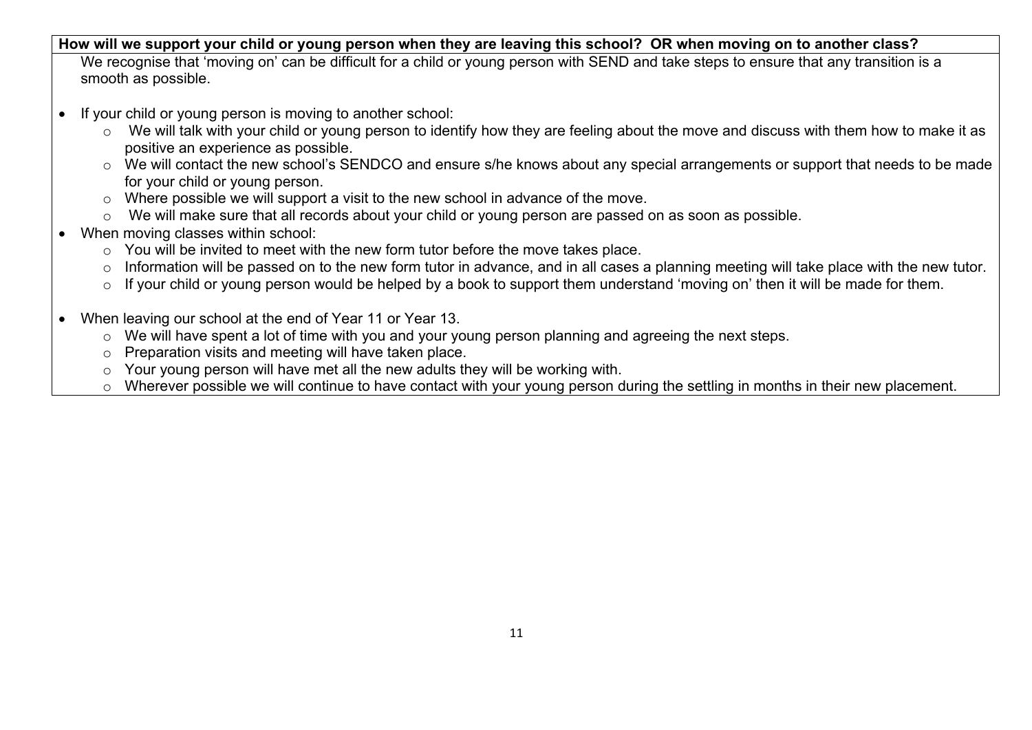**How will we support your child or young person when they are leaving this school? OR when moving on to another class?**

We recognise that 'moving on' can be difficult for a child or young person with SEND and take steps to ensure that any transition is a smooth as possible.

- If your child or young person is moving to another school:
  - We will talk with your child or young person to identify how they are feeling about the move and discuss with them how to make it as positive an experience as possible.
  - We will contact the new school's SENDCO and ensure s/he knows about any special arrangements or support that needs to be made for your child or young person.
  - Where possible we will support a visit to the new school in advance of the move.
  - We will make sure that all records about your child or young person are passed on as soon as possible.
- When moving classes within school:
  - You will be invited to meet with the new form tutor before the move takes place.
  - Information will be passed on to the new form tutor in advance, and in all cases a planning meeting will take place with the new tutor.
  - If your child or young person would be helped by a book to support them understand 'moving on' then it will be made for them.

- When leaving our school at the end of Year 11 or Year 13.
  - We will have spent a lot of time with you and your young person planning and agreeing the next steps.
  - Preparation visits and meeting will have taken place.
  - Your young person will have met all the new adults they will be working with.
  - Wherever possible we will continue to have contact with your young person during the settling in months in their new placement.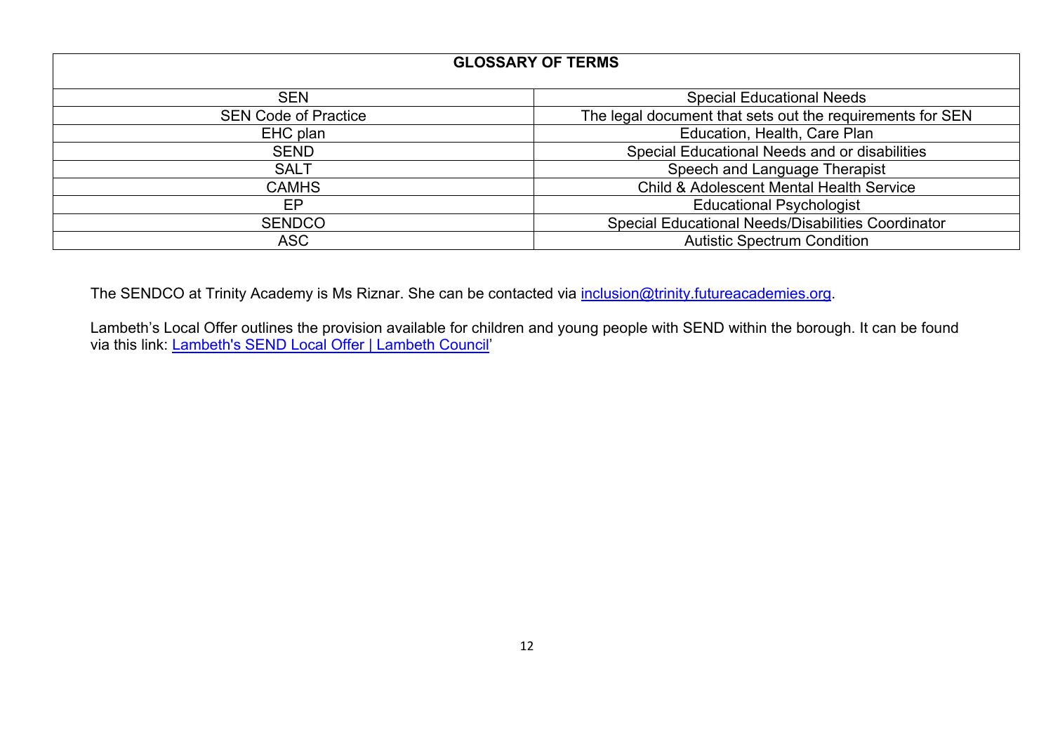| GLOSSARY OF TERMS | |
|---|---|
| SEN | Special Educational Needs |
| SEN Code of Practice | The legal document that sets out the requirements for SEN |
| EHC plan | Education, Health, Care Plan |
| SEND | Special Educational Needs and or disabilities |
| SALT | Speech and Language Therapist |
| CAMHS | Child & Adolescent Mental Health Service |
| EP | Educational Psychologist |
| SENDCO | Special Educational Needs/Disabilities Coordinator |
| ASC | Autistic Spectrum Condition |

The SENDCO at Trinity Academy is Ms Riznar. She can be contacted via inclusion@trinity.futureacademies.org.

Lambeth's Local Offer outlines the provision available for children and young people with SEND within the borough. It can be found via this link: Lambeth's SEND Local Offer | Lambeth Council'